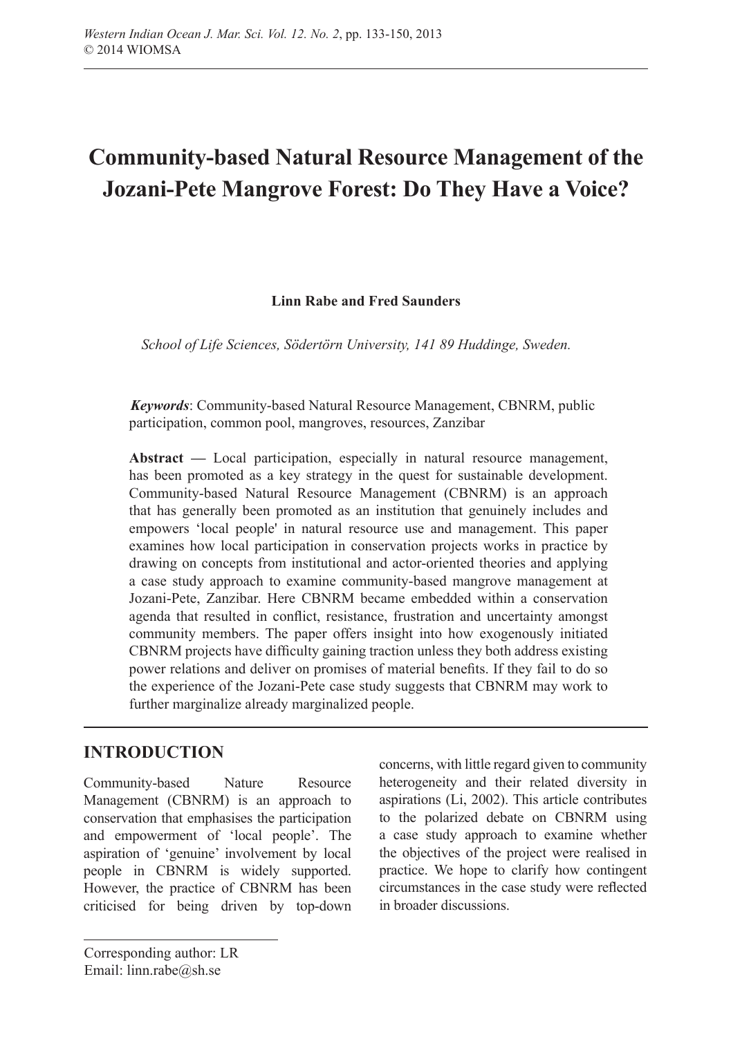# Community-based Natural Resource Management of the Jozani-Pete Mangrove Forest: Do They Have a Voice?

**Linn Rabe and Fred Saunders**

*School of Life Sciences, Södertörn University, 141 89 Huddinge, Sweden.*

***Keywords***: Community-based Natural Resource Management, CBNRM, public participation, common pool, mangroves, resources, Zanzibar

**Abstract —** Local participation, especially in natural resource management, has been promoted as a key strategy in the quest for sustainable development. Community-based Natural Resource Management (CBNRM) is an approach that has generally been promoted as an institution that genuinely includes and empowers 'local people' in natural resource use and management. This paper examines how local participation in conservation projects works in practice by drawing on concepts from institutional and actor-oriented theories and applying a case study approach to examine community-based mangrove management at Jozani-Pete, Zanzibar. Here CBNRM became embedded within a conservation agenda that resulted in conflict, resistance, frustration and uncertainty amongst community members. The paper offers insight into how exogenously initiated CBNRM projects have difficulty gaining traction unless they both address existing power relations and deliver on promises of material benefits. If they fail to do so the experience of the Jozani-Pete case study suggests that CBNRM may work to further marginalize already marginalized people.

## INTRODUCTION

Community-based Nature Resource Management (CBNRM) is an approach to conservation that emphasises the participation and empowerment of 'local people'. The aspiration of 'genuine' involvement by local people in CBNRM is widely supported. However, the practice of CBNRM has been criticised for being driven by top-down concerns, with little regard given to community heterogeneity and their related diversity in aspirations (Li, 2002). This article contributes to the polarized debate on CBNRM using a case study approach to examine whether the objectives of the project were realised in practice. We hope to clarify how contingent circumstances in the case study were reflected in broader discussions.

Corresponding author: LR
Email: linn.rabe@sh.se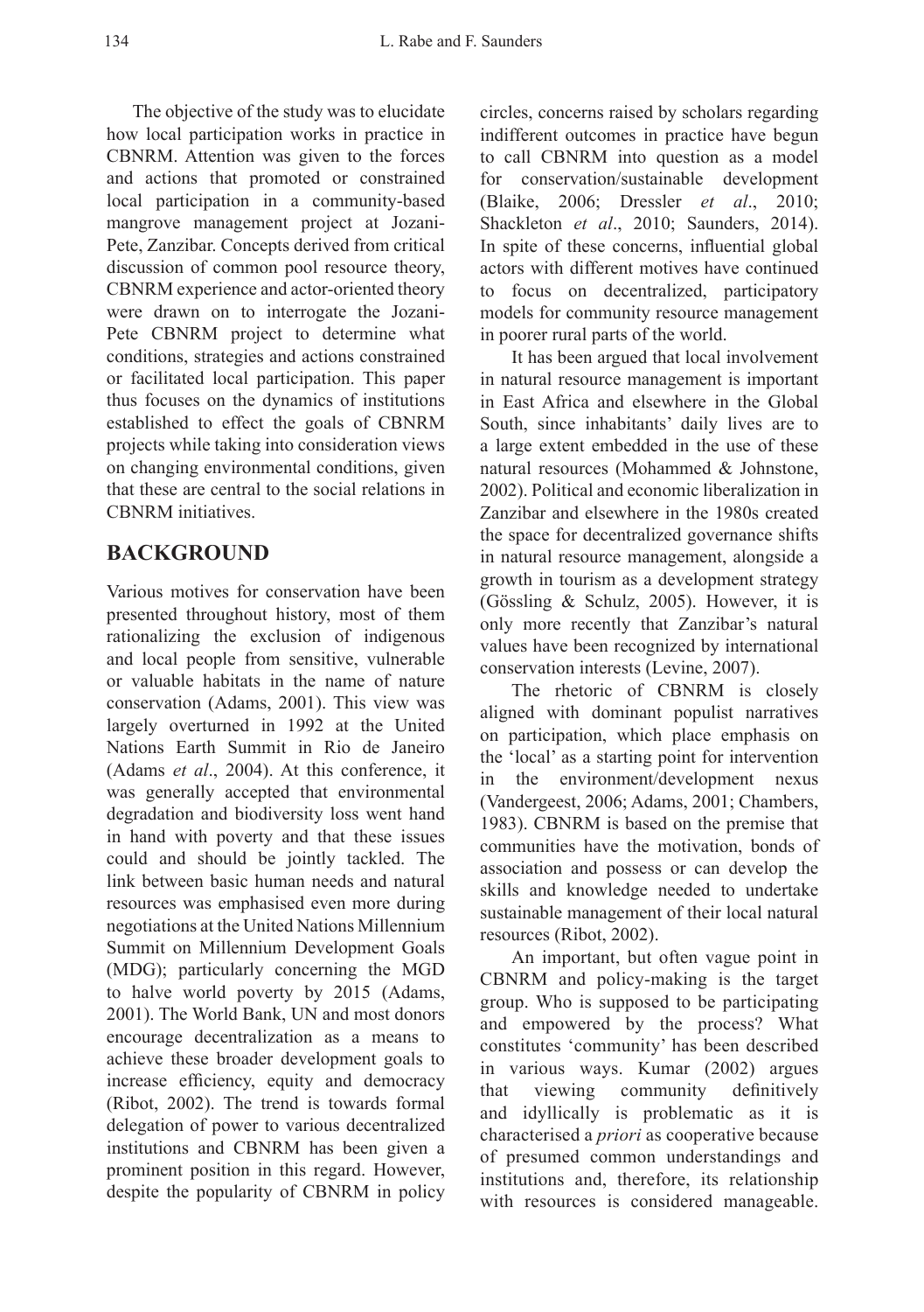The objective of the study was to elucidate how local participation works in practice in CBNRM. Attention was given to the forces and actions that promoted or constrained local participation in a community-based mangrove management project at Jozani-Pete, Zanzibar. Concepts derived from critical discussion of common pool resource theory, CBNRM experience and actor-oriented theory were drawn on to interrogate the Jozani-Pete CBNRM project to determine what conditions, strategies and actions constrained or facilitated local participation. This paper thus focuses on the dynamics of institutions established to effect the goals of CBNRM projects while taking into consideration views on changing environmental conditions, given that these are central to the social relations in CBNRM initiatives.

## BACKGROUND

Various motives for conservation have been presented throughout history, most of them rationalizing the exclusion of indigenous and local people from sensitive, vulnerable or valuable habitats in the name of nature conservation (Adams, 2001). This view was largely overturned in 1992 at the United Nations Earth Summit in Rio de Janeiro (Adams *et al*., 2004). At this conference, it was generally accepted that environmental degradation and biodiversity loss went hand in hand with poverty and that these issues could and should be jointly tackled. The link between basic human needs and natural resources was emphasised even more during negotiations at the United Nations Millennium Summit on Millennium Development Goals (MDG); particularly concerning the MGD to halve world poverty by 2015 (Adams, 2001). The World Bank, UN and most donors encourage decentralization as a means to achieve these broader development goals to increase efficiency, equity and democracy (Ribot, 2002). The trend is towards formal delegation of power to various decentralized institutions and CBNRM has been given a prominent position in this regard. However, despite the popularity of CBNRM in policy circles, concerns raised by scholars regarding indifferent outcomes in practice have begun to call CBNRM into question as a model for conservation/sustainable development (Blaike, 2006; Dressler *et al*., 2010; Shackleton *et al*., 2010; Saunders, 2014). In spite of these concerns, influential global actors with different motives have continued to focus on decentralized, participatory models for community resource management in poorer rural parts of the world.

It has been argued that local involvement in natural resource management is important in East Africa and elsewhere in the Global South, since inhabitants' daily lives are to a large extent embedded in the use of these natural resources (Mohammed & Johnstone, 2002). Political and economic liberalization in Zanzibar and elsewhere in the 1980s created the space for decentralized governance shifts in natural resource management, alongside a growth in tourism as a development strategy (Gössling & Schulz, 2005). However, it is only more recently that Zanzibar's natural values have been recognized by international conservation interests (Levine, 2007).

The rhetoric of CBNRM is closely aligned with dominant populist narratives on participation, which place emphasis on the 'local' as a starting point for intervention in the environment/development nexus (Vandergeest, 2006; Adams, 2001; Chambers, 1983). CBNRM is based on the premise that communities have the motivation, bonds of association and possess or can develop the skills and knowledge needed to undertake sustainable management of their local natural resources (Ribot, 2002).

An important, but often vague point in CBNRM and policy-making is the target group. Who is supposed to be participating and empowered by the process? What constitutes 'community' has been described in various ways. Kumar (2002) argues that viewing community definitively and idyllically is problematic as it is characterised a *priori* as cooperative because of presumed common understandings and institutions and, therefore, its relationship with resources is considered manageable.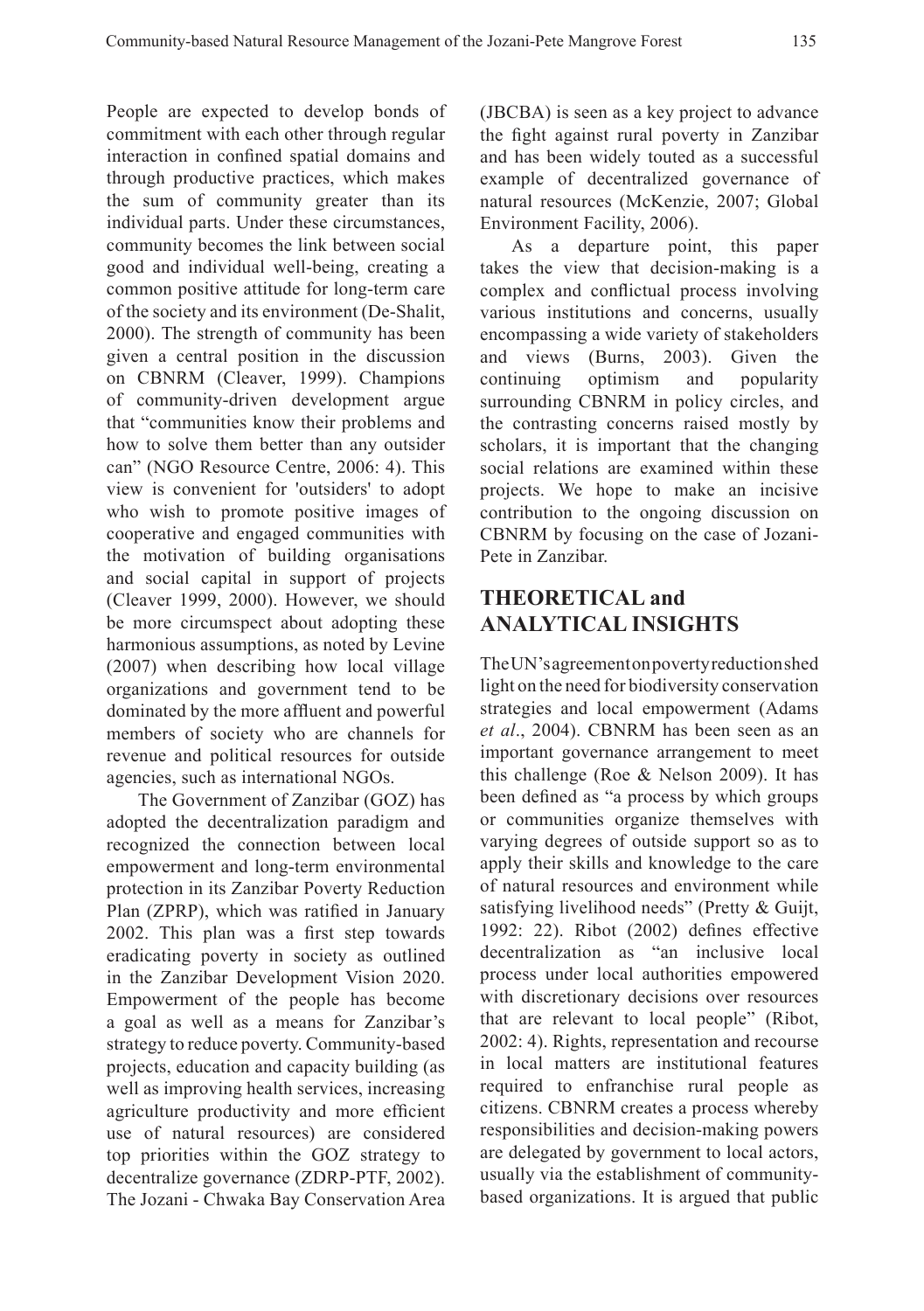People are expected to develop bonds of commitment with each other through regular interaction in confined spatial domains and through productive practices, which makes the sum of community greater than its individual parts. Under these circumstances, community becomes the link between social good and individual well-being, creating a common positive attitude for long-term care of the society and its environment (De-Shalit, 2000). The strength of community has been given a central position in the discussion on CBNRM (Cleaver, 1999). Champions of community-driven development argue that "communities know their problems and how to solve them better than any outsider can" (NGO Resource Centre, 2006: 4). This view is convenient for 'outsiders' to adopt who wish to promote positive images of cooperative and engaged communities with the motivation of building organisations and social capital in support of projects (Cleaver 1999, 2000). However, we should be more circumspect about adopting these harmonious assumptions, as noted by Levine (2007) when describing how local village organizations and government tend to be dominated by the more affluent and powerful members of society who are channels for revenue and political resources for outside agencies, such as international NGOs.

The Government of Zanzibar (GOZ) has adopted the decentralization paradigm and recognized the connection between local empowerment and long-term environmental protection in its Zanzibar Poverty Reduction Plan (ZPRP), which was ratified in January 2002. This plan was a first step towards eradicating poverty in society as outlined in the Zanzibar Development Vision 2020. Empowerment of the people has become a goal as well as a means for Zanzibar's strategy to reduce poverty. Community-based projects, education and capacity building (as well as improving health services, increasing agriculture productivity and more efficient use of natural resources) are considered top priorities within the GOZ strategy to decentralize governance (ZDRP-PTF, 2002). The Jozani - Chwaka Bay Conservation Area (JBCBA) is seen as a key project to advance the fight against rural poverty in Zanzibar and has been widely touted as a successful example of decentralized governance of natural resources (McKenzie, 2007; Global Environment Facility, 2006).

As a departure point, this paper takes the view that decision-making is a complex and conflictual process involving various institutions and concerns, usually encompassing a wide variety of stakeholders and views (Burns, 2003). Given the continuing optimism and popularity surrounding CBNRM in policy circles, and the contrasting concerns raised mostly by scholars, it is important that the changing social relations are examined within these projects. We hope to make an incisive contribution to the ongoing discussion on CBNRM by focusing on the case of Jozani-Pete in Zanzibar.

## THEORETICAL and ANALYTICAL INSIGHTS

The UN's agreement on poverty reduction shed light on the need for biodiversity conservation strategies and local empowerment (Adams *et al*., 2004). CBNRM has been seen as an important governance arrangement to meet this challenge (Roe & Nelson 2009). It has been defined as "a process by which groups or communities organize themselves with varying degrees of outside support so as to apply their skills and knowledge to the care of natural resources and environment while satisfying livelihood needs" (Pretty & Guijt, 1992: 22). Ribot (2002) defines effective decentralization as "an inclusive local process under local authorities empowered with discretionary decisions over resources that are relevant to local people" (Ribot, 2002: 4). Rights, representation and recourse in local matters are institutional features required to enfranchise rural people as citizens. CBNRM creates a process whereby responsibilities and decision-making powers are delegated by government to local actors, usually via the establishment of community-based organizations. It is argued that public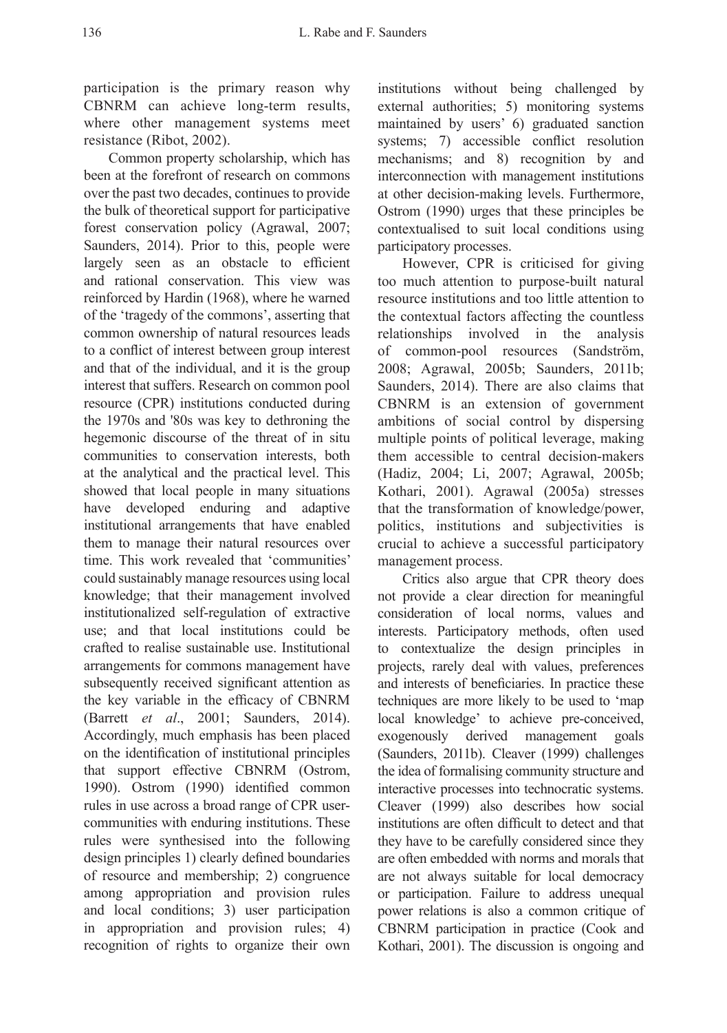participation is the primary reason why CBNRM can achieve long-term results, where other management systems meet resistance (Ribot, 2002).

Common property scholarship, which has been at the forefront of research on commons over the past two decades, continues to provide the bulk of theoretical support for participative forest conservation policy (Agrawal, 2007; Saunders, 2014). Prior to this, people were largely seen as an obstacle to efficient and rational conservation. This view was reinforced by Hardin (1968), where he warned of the 'tragedy of the commons', asserting that common ownership of natural resources leads to a conflict of interest between group interest and that of the individual, and it is the group interest that suffers. Research on common pool resource (CPR) institutions conducted during the 1970s and '80s was key to dethroning the hegemonic discourse of the threat of in situ communities to conservation interests, both at the analytical and the practical level. This showed that local people in many situations have developed enduring and adaptive institutional arrangements that have enabled them to manage their natural resources over time. This work revealed that 'communities' could sustainably manage resources using local knowledge; that their management involved institutionalized self-regulation of extractive use; and that local institutions could be crafted to realise sustainable use. Institutional arrangements for commons management have subsequently received significant attention as the key variable in the efficacy of CBNRM (Barrett *et al*., 2001; Saunders, 2014). Accordingly, much emphasis has been placed on the identification of institutional principles that support effective CBNRM (Ostrom, 1990). Ostrom (1990) identified common rules in use across a broad range of CPR user-communities with enduring institutions. These rules were synthesised into the following design principles 1) clearly defined boundaries of resource and membership; 2) congruence among appropriation and provision rules and local conditions; 3) user participation in appropriation and provision rules; 4) recognition of rights to organize their own institutions without being challenged by external authorities; 5) monitoring systems maintained by users' 6) graduated sanction systems; 7) accessible conflict resolution mechanisms; and 8) recognition by and interconnection with management institutions at other decision-making levels. Furthermore, Ostrom (1990) urges that these principles be contextualised to suit local conditions using participatory processes.

However, CPR is criticised for giving too much attention to purpose-built natural resource institutions and too little attention to the contextual factors affecting the countless relationships involved in the analysis of common-pool resources (Sandström, 2008; Agrawal, 2005b; Saunders, 2011b; Saunders, 2014). There are also claims that CBNRM is an extension of government ambitions of social control by dispersing multiple points of political leverage, making them accessible to central decision-makers (Hadiz, 2004; Li, 2007; Agrawal, 2005b; Kothari, 2001). Agrawal (2005a) stresses that the transformation of knowledge/power, politics, institutions and subjectivities is crucial to achieve a successful participatory management process.

Critics also argue that CPR theory does not provide a clear direction for meaningful consideration of local norms, values and interests. Participatory methods, often used to contextualize the design principles in projects, rarely deal with values, preferences and interests of beneficiaries. In practice these techniques are more likely to be used to 'map local knowledge' to achieve pre-conceived, exogenously derived management goals (Saunders, 2011b). Cleaver (1999) challenges the idea of formalising community structure and interactive processes into technocratic systems. Cleaver (1999) also describes how social institutions are often difficult to detect and that they have to be carefully considered since they are often embedded with norms and morals that are not always suitable for local democracy or participation. Failure to address unequal power relations is also a common critique of CBNRM participation in practice (Cook and Kothari, 2001). The discussion is ongoing and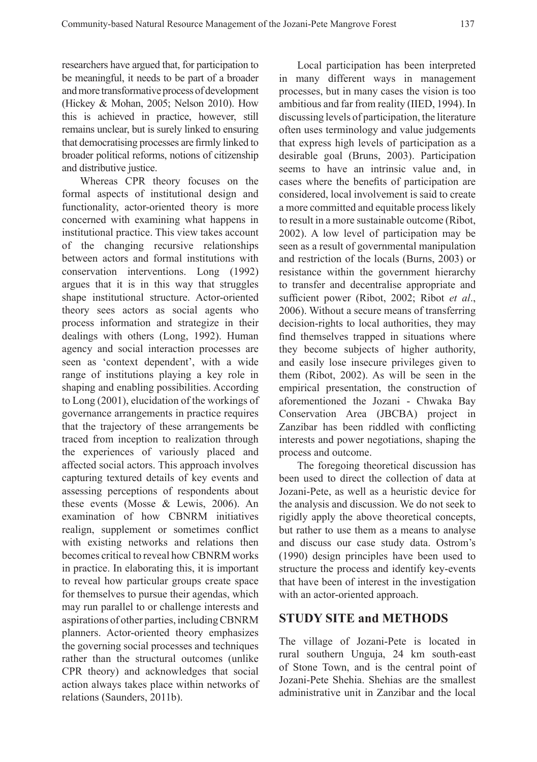researchers have argued that, for participation to be meaningful, it needs to be part of a broader and more transformative process of development (Hickey & Mohan, 2005; Nelson 2010). How this is achieved in practice, however, still remains unclear, but is surely linked to ensuring that democratising processes are firmly linked to broader political reforms, notions of citizenship and distributive justice.

Whereas CPR theory focuses on the formal aspects of institutional design and functionality, actor-oriented theory is more concerned with examining what happens in institutional practice. This view takes account of the changing recursive relationships between actors and formal institutions with conservation interventions. Long (1992) argues that it is in this way that struggles shape institutional structure. Actor-oriented theory sees actors as social agents who process information and strategize in their dealings with others (Long, 1992). Human agency and social interaction processes are seen as 'context dependent', with a wide range of institutions playing a key role in shaping and enabling possibilities. According to Long (2001), elucidation of the workings of governance arrangements in practice requires that the trajectory of these arrangements be traced from inception to realization through the experiences of variously placed and affected social actors. This approach involves capturing textured details of key events and assessing perceptions of respondents about these events (Mosse & Lewis, 2006). An examination of how CBNRM initiatives realign, supplement or sometimes conflict with existing networks and relations then becomes critical to reveal how CBNRM works in practice. In elaborating this, it is important to reveal how particular groups create space for themselves to pursue their agendas, which may run parallel to or challenge interests and aspirations of other parties, including CBNRM planners. Actor-oriented theory emphasizes the governing social processes and techniques rather than the structural outcomes (unlike CPR theory) and acknowledges that social action always takes place within networks of relations (Saunders, 2011b).

Local participation has been interpreted in many different ways in management processes, but in many cases the vision is too ambitious and far from reality (IIED, 1994). In discussing levels of participation, the literature often uses terminology and value judgements that express high levels of participation as a desirable goal (Bruns, 2003). Participation seems to have an intrinsic value and, in cases where the benefits of participation are considered, local involvement is said to create a more committed and equitable process likely to result in a more sustainable outcome (Ribot, 2002). A low level of participation may be seen as a result of governmental manipulation and restriction of the locals (Burns, 2003) or resistance within the government hierarchy to transfer and decentralise appropriate and sufficient power (Ribot, 2002; Ribot *et al*., 2006). Without a secure means of transferring decision-rights to local authorities, they may find themselves trapped in situations where they become subjects of higher authority, and easily lose insecure privileges given to them (Ribot, 2002). As will be seen in the empirical presentation, the construction of aforementioned the Jozani - Chwaka Bay Conservation Area (JBCBA) project in Zanzibar has been riddled with conflicting interests and power negotiations, shaping the process and outcome.

The foregoing theoretical discussion has been used to direct the collection of data at Jozani-Pete, as well as a heuristic device for the analysis and discussion. We do not seek to rigidly apply the above theoretical concepts, but rather to use them as a means to analyse and discuss our case study data. Ostrom's (1990) design principles have been used to structure the process and identify key-events that have been of interest in the investigation with an actor-oriented approach.

## STUDY SITE and METHODS

The village of Jozani-Pete is located in rural southern Unguja, 24 km south-east of Stone Town, and is the central point of Jozani-Pete Shehia. Shehias are the smallest administrative unit in Zanzibar and the local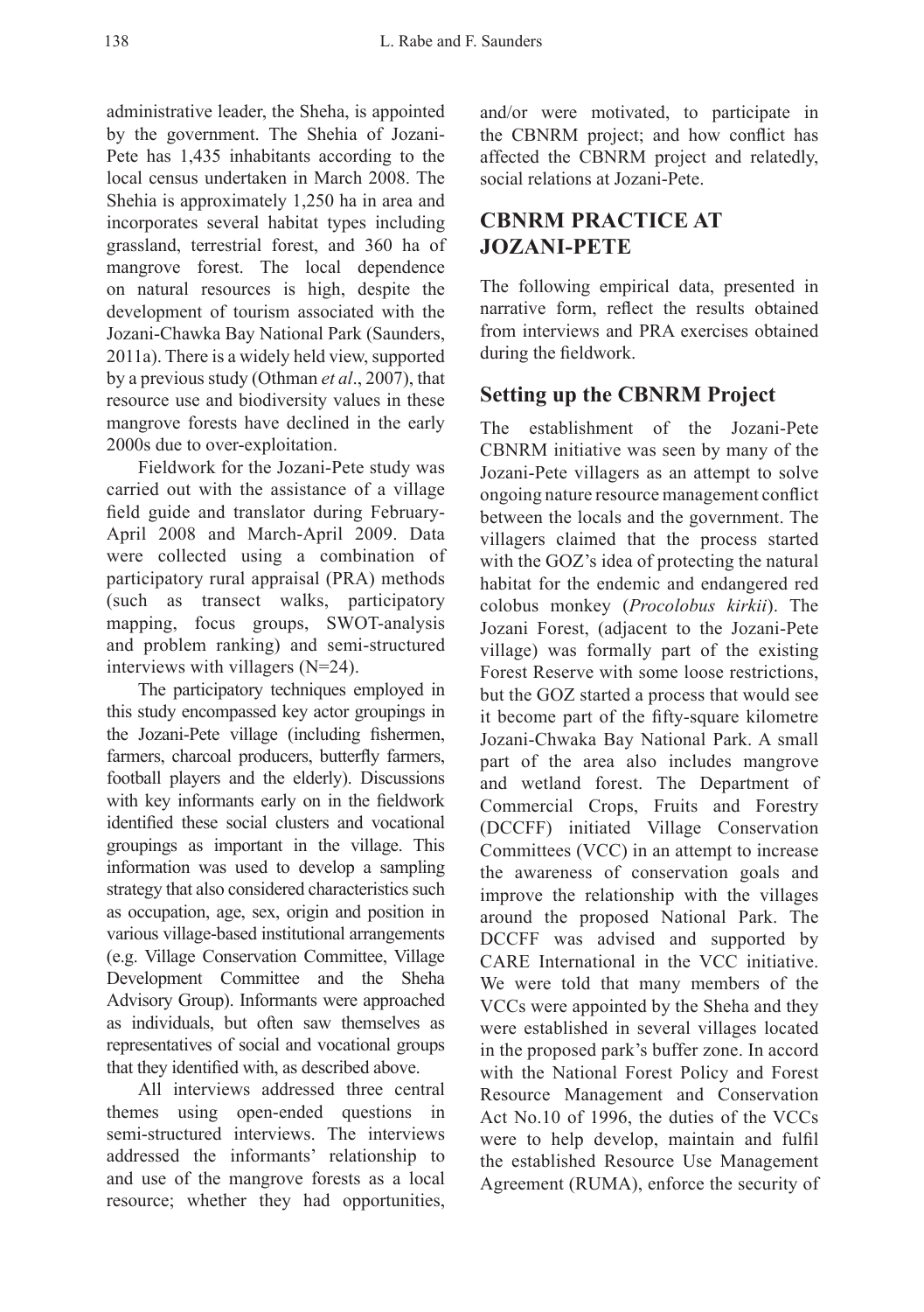administrative leader, the Sheha, is appointed by the government. The Shehia of Jozani-Pete has 1,435 inhabitants according to the local census undertaken in March 2008. The Shehia is approximately 1,250 ha in area and incorporates several habitat types including grassland, terrestrial forest, and 360 ha of mangrove forest. The local dependence on natural resources is high, despite the development of tourism associated with the Jozani-Chawka Bay National Park (Saunders, 2011a). There is a widely held view, supported by a previous study (Othman *et al*., 2007), that resource use and biodiversity values in these mangrove forests have declined in the early 2000s due to over-exploitation.

Fieldwork for the Jozani-Pete study was carried out with the assistance of a village field guide and translator during February-April 2008 and March-April 2009. Data were collected using a combination of participatory rural appraisal (PRA) methods (such as transect walks, participatory mapping, focus groups, SWOT-analysis and problem ranking) and semi-structured interviews with villagers (N=24).

The participatory techniques employed in this study encompassed key actor groupings in the Jozani-Pete village (including fishermen, farmers, charcoal producers, butterfly farmers, football players and the elderly). Discussions with key informants early on in the fieldwork identified these social clusters and vocational groupings as important in the village. This information was used to develop a sampling strategy that also considered characteristics such as occupation, age, sex, origin and position in various village-based institutional arrangements (e.g. Village Conservation Committee, Village Development Committee and the Sheha Advisory Group). Informants were approached as individuals, but often saw themselves as representatives of social and vocational groups that they identified with, as described above.

All interviews addressed three central themes using open-ended questions in semi-structured interviews. The interviews addressed the informants' relationship to and use of the mangrove forests as a local resource; whether they had opportunities, and/or were motivated, to participate in the CBNRM project; and how conflict has affected the CBNRM project and relatedly, social relations at Jozani-Pete.

## CBNRM PRACTICE AT JOZANI-PETE

The following empirical data, presented in narrative form, reflect the results obtained from interviews and PRA exercises obtained during the fieldwork.

### Setting up the CBNRM Project

The establishment of the Jozani-Pete CBNRM initiative was seen by many of the Jozani-Pete villagers as an attempt to solve ongoing nature resource management conflict between the locals and the government. The villagers claimed that the process started with the GOZ's idea of protecting the natural habitat for the endemic and endangered red colobus monkey (*Procolobus kirkii*). The Jozani Forest, (adjacent to the Jozani-Pete village) was formally part of the existing Forest Reserve with some loose restrictions, but the GOZ started a process that would see it become part of the fifty-square kilometre Jozani-Chwaka Bay National Park. A small part of the area also includes mangrove and wetland forest. The Department of Commercial Crops, Fruits and Forestry (DCCFF) initiated Village Conservation Committees (VCC) in an attempt to increase the awareness of conservation goals and improve the relationship with the villages around the proposed National Park. The DCCFF was advised and supported by CARE International in the VCC initiative. We were told that many members of the VCCs were appointed by the Sheha and they were established in several villages located in the proposed park's buffer zone. In accord with the National Forest Policy and Forest Resource Management and Conservation Act No.10 of 1996, the duties of the VCCs were to help develop, maintain and fulfil the established Resource Use Management Agreement (RUMA), enforce the security of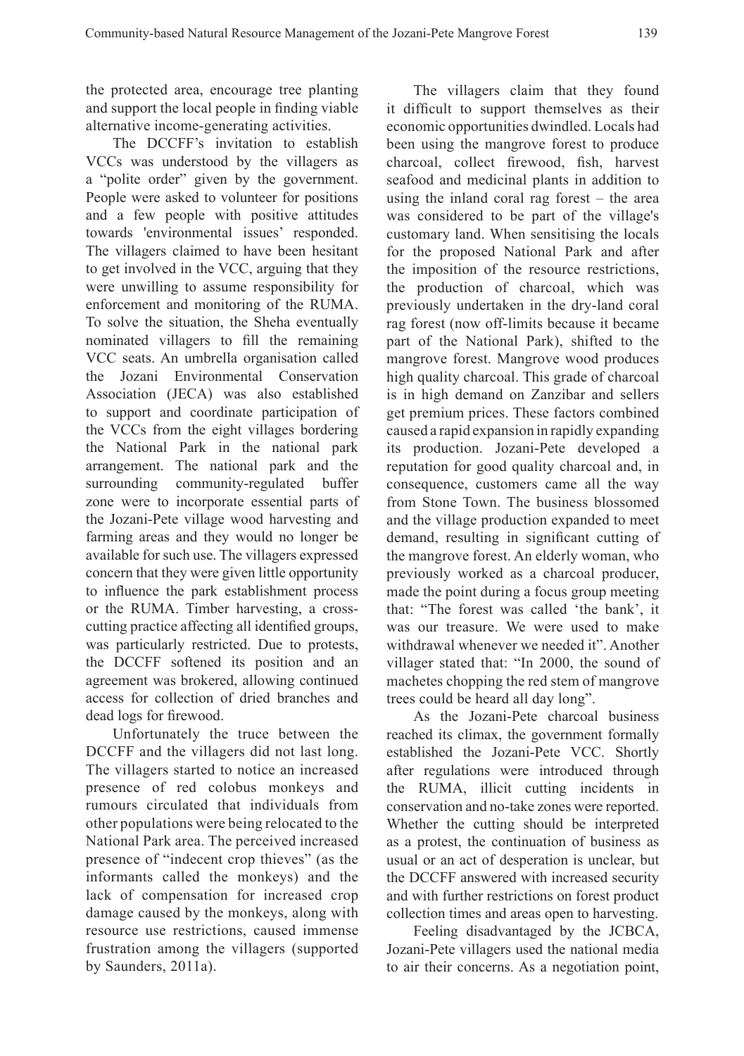the protected area, encourage tree planting and support the local people in finding viable alternative income-generating activities.

The DCCFF's invitation to establish VCCs was understood by the villagers as a "polite order" given by the government. People were asked to volunteer for positions and a few people with positive attitudes towards 'environmental issues' responded. The villagers claimed to have been hesitant to get involved in the VCC, arguing that they were unwilling to assume responsibility for enforcement and monitoring of the RUMA. To solve the situation, the Sheha eventually nominated villagers to fill the remaining VCC seats. An umbrella organisation called the Jozani Environmental Conservation Association (JECA) was also established to support and coordinate participation of the VCCs from the eight villages bordering the National Park in the national park arrangement. The national park and the surrounding community-regulated buffer zone were to incorporate essential parts of the Jozani-Pete village wood harvesting and farming areas and they would no longer be available for such use. The villagers expressed concern that they were given little opportunity to influence the park establishment process or the RUMA. Timber harvesting, a cross-cutting practice affecting all identified groups, was particularly restricted. Due to protests, the DCCFF softened its position and an agreement was brokered, allowing continued access for collection of dried branches and dead logs for firewood.

Unfortunately the truce between the DCCFF and the villagers did not last long. The villagers started to notice an increased presence of red colobus monkeys and rumours circulated that individuals from other populations were being relocated to the National Park area. The perceived increased presence of "indecent crop thieves" (as the informants called the monkeys) and the lack of compensation for increased crop damage caused by the monkeys, along with resource use restrictions, caused immense frustration among the villagers (supported by Saunders, 2011a).

The villagers claim that they found it difficult to support themselves as their economic opportunities dwindled. Locals had been using the mangrove forest to produce charcoal, collect firewood, fish, harvest seafood and medicinal plants in addition to using the inland coral rag forest – the area was considered to be part of the village's customary land. When sensitising the locals for the proposed National Park and after the imposition of the resource restrictions, the production of charcoal, which was previously undertaken in the dry-land coral rag forest (now off-limits because it became part of the National Park), shifted to the mangrove forest. Mangrove wood produces high quality charcoal. This grade of charcoal is in high demand on Zanzibar and sellers get premium prices. These factors combined caused a rapid expansion in rapidly expanding its production. Jozani-Pete developed a reputation for good quality charcoal and, in consequence, customers came all the way from Stone Town. The business blossomed and the village production expanded to meet demand, resulting in significant cutting of the mangrove forest. An elderly woman, who previously worked as a charcoal producer, made the point during a focus group meeting that: "The forest was called 'the bank', it was our treasure. We were used to make withdrawal whenever we needed it". Another villager stated that: "In 2000, the sound of machetes chopping the red stem of mangrove trees could be heard all day long".

As the Jozani-Pete charcoal business reached its climax, the government formally established the Jozani-Pete VCC. Shortly after regulations were introduced through the RUMA, illicit cutting incidents in conservation and no-take zones were reported. Whether the cutting should be interpreted as a protest, the continuation of business as usual or an act of desperation is unclear, but the DCCFF answered with increased security and with further restrictions on forest product collection times and areas open to harvesting.

Feeling disadvantaged by the JCBCA, Jozani-Pete villagers used the national media to air their concerns. As a negotiation point,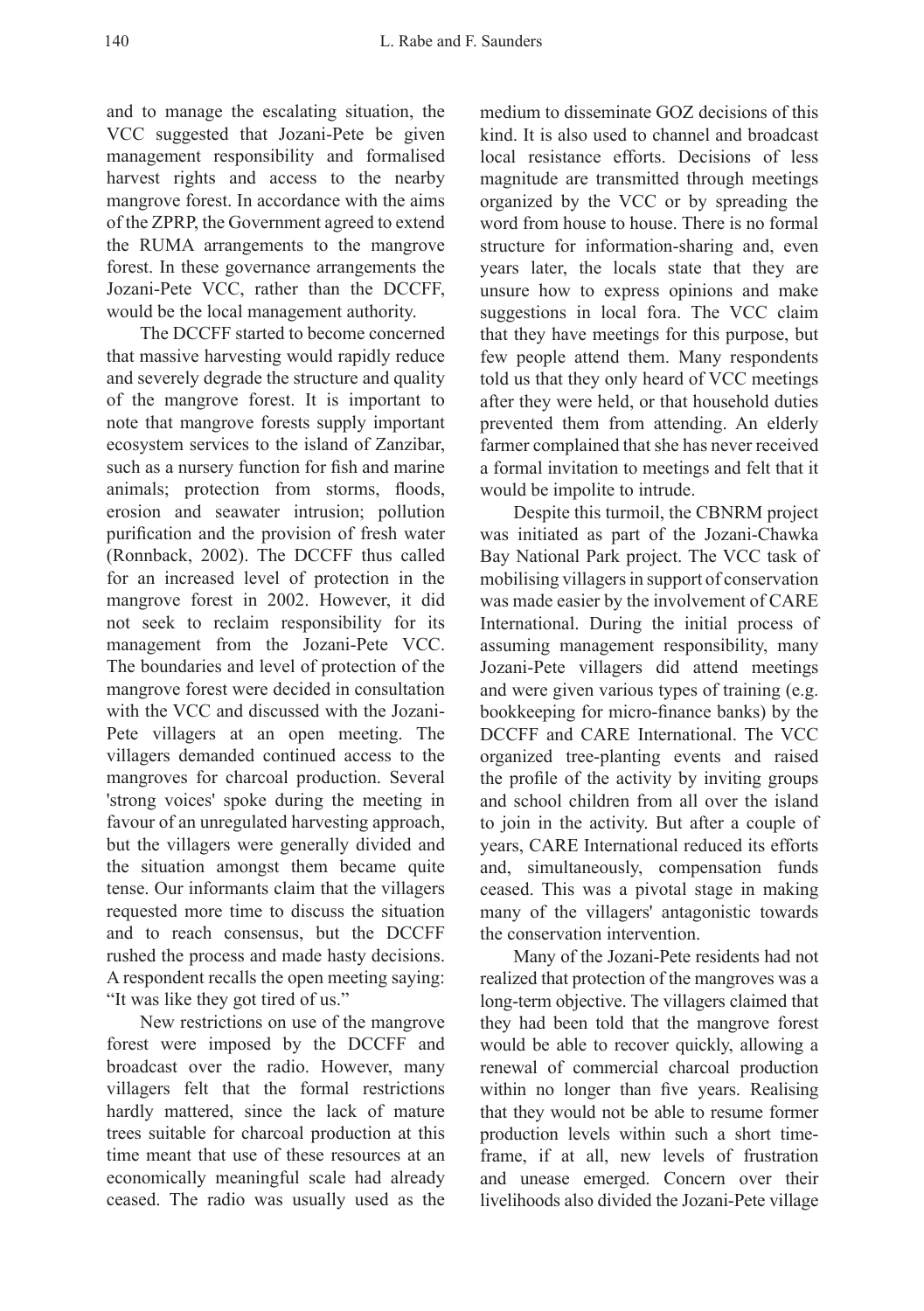and to manage the escalating situation, the VCC suggested that Jozani-Pete be given management responsibility and formalised harvest rights and access to the nearby mangrove forest. In accordance with the aims of the ZPRP, the Government agreed to extend the RUMA arrangements to the mangrove forest. In these governance arrangements the Jozani-Pete VCC, rather than the DCCFF, would be the local management authority.

The DCCFF started to become concerned that massive harvesting would rapidly reduce and severely degrade the structure and quality of the mangrove forest. It is important to note that mangrove forests supply important ecosystem services to the island of Zanzibar, such as a nursery function for fish and marine animals; protection from storms, floods, erosion and seawater intrusion; pollution purification and the provision of fresh water (Ronnback, 2002). The DCCFF thus called for an increased level of protection in the mangrove forest in 2002. However, it did not seek to reclaim responsibility for its management from the Jozani-Pete VCC. The boundaries and level of protection of the mangrove forest were decided in consultation with the VCC and discussed with the Jozani-Pete villagers at an open meeting. The villagers demanded continued access to the mangroves for charcoal production. Several 'strong voices' spoke during the meeting in favour of an unregulated harvesting approach, but the villagers were generally divided and the situation amongst them became quite tense. Our informants claim that the villagers requested more time to discuss the situation and to reach consensus, but the DCCFF rushed the process and made hasty decisions. A respondent recalls the open meeting saying: "It was like they got tired of us."

New restrictions on use of the mangrove forest were imposed by the DCCFF and broadcast over the radio. However, many villagers felt that the formal restrictions hardly mattered, since the lack of mature trees suitable for charcoal production at this time meant that use of these resources at an economically meaningful scale had already ceased. The radio was usually used as the medium to disseminate GOZ decisions of this kind. It is also used to channel and broadcast local resistance efforts. Decisions of less magnitude are transmitted through meetings organized by the VCC or by spreading the word from house to house. There is no formal structure for information-sharing and, even years later, the locals state that they are unsure how to express opinions and make suggestions in local fora. The VCC claim that they have meetings for this purpose, but few people attend them. Many respondents told us that they only heard of VCC meetings after they were held, or that household duties prevented them from attending. An elderly farmer complained that she has never received a formal invitation to meetings and felt that it would be impolite to intrude.

Despite this turmoil, the CBNRM project was initiated as part of the Jozani-Chawka Bay National Park project. The VCC task of mobilising villagers in support of conservation was made easier by the involvement of CARE International. During the initial process of assuming management responsibility, many Jozani-Pete villagers did attend meetings and were given various types of training (e.g. bookkeeping for micro-finance banks) by the DCCFF and CARE International. The VCC organized tree-planting events and raised the profile of the activity by inviting groups and school children from all over the island to join in the activity. But after a couple of years, CARE International reduced its efforts and, simultaneously, compensation funds ceased. This was a pivotal stage in making many of the villagers' antagonistic towards the conservation intervention.

Many of the Jozani-Pete residents had not realized that protection of the mangroves was a long-term objective. The villagers claimed that they had been told that the mangrove forest would be able to recover quickly, allowing a renewal of commercial charcoal production within no longer than five years. Realising that they would not be able to resume former production levels within such a short time-frame, if at all, new levels of frustration and unease emerged. Concern over their livelihoods also divided the Jozani-Pete village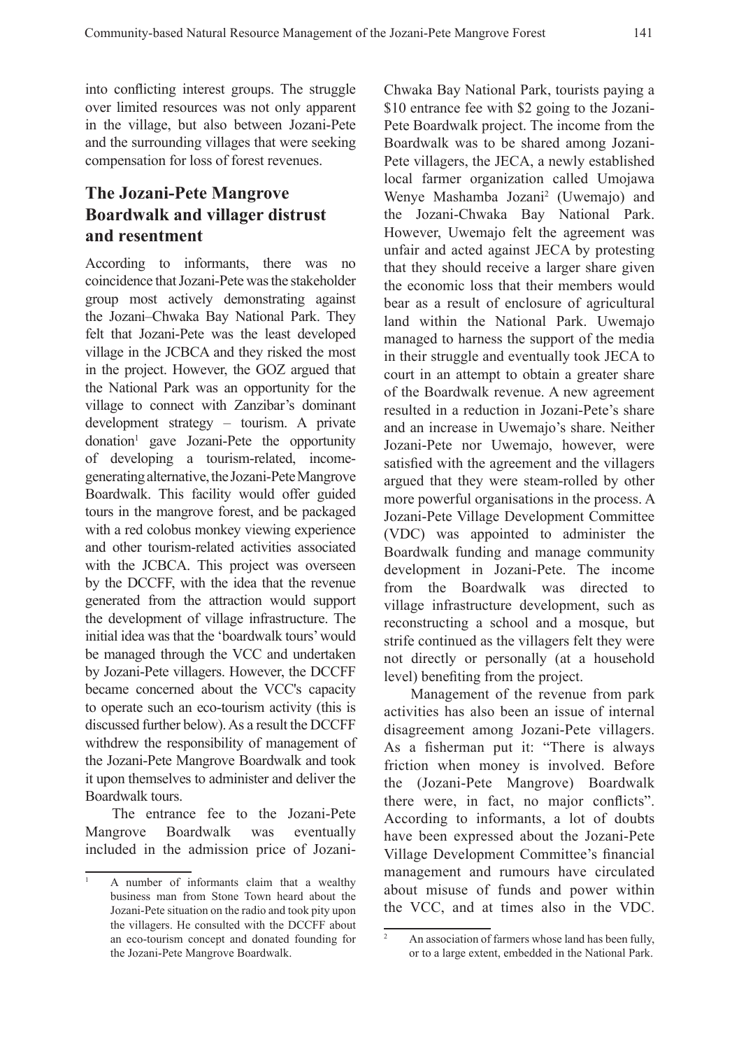into conflicting interest groups. The struggle over limited resources was not only apparent in the village, but also between Jozani-Pete and the surrounding villages that were seeking compensation for loss of forest revenues.

## The Jozani-Pete Mangrove Boardwalk and villager distrust and resentment

According to informants, there was no coincidence that Jozani-Pete was the stakeholder group most actively demonstrating against the Jozani–Chwaka Bay National Park. They felt that Jozani-Pete was the least developed village in the JCBCA and they risked the most in the project. However, the GOZ argued that the National Park was an opportunity for the village to connect with Zanzibar's dominant development strategy – tourism. A private donation[1] gave Jozani-Pete the opportunity of developing a tourism-related, income-generating alternative, the Jozani-Pete Mangrove Boardwalk. This facility would offer guided tours in the mangrove forest, and be packaged with a red colobus monkey viewing experience and other tourism-related activities associated with the JCBCA. This project was overseen by the DCCFF, with the idea that the revenue generated from the attraction would support the development of village infrastructure. The initial idea was that the 'boardwalk tours' would be managed through the VCC and undertaken by Jozani-Pete villagers. However, the DCCFF became concerned about the VCC's capacity to operate such an eco-tourism activity (this is discussed further below). As a result the DCCFF withdrew the responsibility of management of the Jozani-Pete Mangrove Boardwalk and took it upon themselves to administer and deliver the Boardwalk tours.

The entrance fee to the Jozani-Pete Mangrove Boardwalk was eventually included in the admission price of Jozani-Chwaka Bay National Park, tourists paying a \$10 entrance fee with \$2 going to the Jozani-Pete Boardwalk project. The income from the Boardwalk was to be shared among Jozani-Pete villagers, the JECA, a newly established local farmer organization called Umojawa Wenye Mashamba Jozani[2] (Uwemajo) and the Jozani-Chwaka Bay National Park. However, Uwemajo felt the agreement was unfair and acted against JECA by protesting that they should receive a larger share given the economic loss that their members would bear as a result of enclosure of agricultural land within the National Park. Uwemajo managed to harness the support of the media in their struggle and eventually took JECA to court in an attempt to obtain a greater share of the Boardwalk revenue. A new agreement resulted in a reduction in Jozani-Pete's share and an increase in Uwemajo's share. Neither Jozani-Pete nor Uwemajo, however, were satisfied with the agreement and the villagers argued that they were steam-rolled by other more powerful organisations in the process. A Jozani-Pete Village Development Committee (VDC) was appointed to administer the Boardwalk funding and manage community development in Jozani-Pete. The income from the Boardwalk was directed to village infrastructure development, such as reconstructing a school and a mosque, but strife continued as the villagers felt they were not directly or personally (at a household level) benefiting from the project.

Management of the revenue from park activities has also been an issue of internal disagreement among Jozani-Pete villagers. As a fisherman put it: "There is always friction when money is involved. Before the (Jozani-Pete Mangrove) Boardwalk there were, in fact, no major conflicts". According to informants, a lot of doubts have been expressed about the Jozani-Pete Village Development Committee's financial management and rumours have circulated about misuse of funds and power within the VCC, and at times also in the VDC.

---

[1] A number of informants claim that a wealthy business man from Stone Town heard about the Jozani-Pete situation on the radio and took pity upon the villagers. He consulted with the DCCFF about an eco-tourism concept and donated founding for the Jozani-Pete Mangrove Boardwalk.

[2] An association of farmers whose land has been fully, or to a large extent, embedded in the National Park.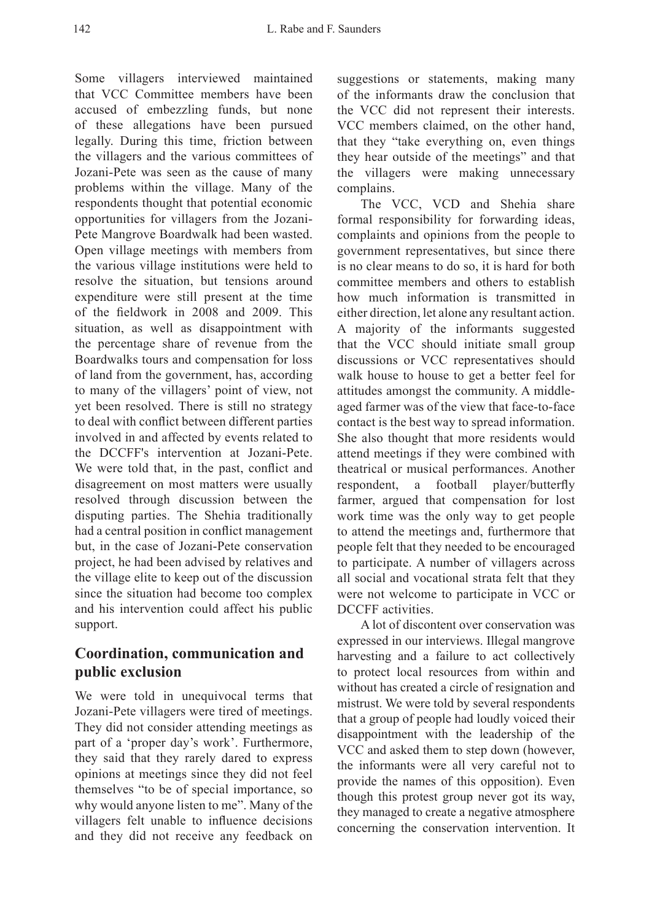Some villagers interviewed maintained that VCC Committee members have been accused of embezzling funds, but none of these allegations have been pursued legally. During this time, friction between the villagers and the various committees of Jozani-Pete was seen as the cause of many problems within the village. Many of the respondents thought that potential economic opportunities for villagers from the Jozani-Pete Mangrove Boardwalk had been wasted. Open village meetings with members from the various village institutions were held to resolve the situation, but tensions around expenditure were still present at the time of the fieldwork in 2008 and 2009. This situation, as well as disappointment with the percentage share of revenue from the Boardwalks tours and compensation for loss of land from the government, has, according to many of the villagers' point of view, not yet been resolved. There is still no strategy to deal with conflict between different parties involved in and affected by events related to the DCCFF's intervention at Jozani-Pete. We were told that, in the past, conflict and disagreement on most matters were usually resolved through discussion between the disputing parties. The Shehia traditionally had a central position in conflict management but, in the case of Jozani-Pete conservation project, he had been advised by relatives and the village elite to keep out of the discussion since the situation had become too complex and his intervention could affect his public support.

## Coordination, communication and public exclusion

We were told in unequivocal terms that Jozani-Pete villagers were tired of meetings. They did not consider attending meetings as part of a 'proper day's work'. Furthermore, they said that they rarely dared to express opinions at meetings since they did not feel themselves "to be of special importance, so why would anyone listen to me". Many of the villagers felt unable to influence decisions and they did not receive any feedback on suggestions or statements, making many of the informants draw the conclusion that the VCC did not represent their interests. VCC members claimed, on the other hand, that they "take everything on, even things they hear outside of the meetings" and that the villagers were making unnecessary complains.

The VCC, VCD and Shehia share formal responsibility for forwarding ideas, complaints and opinions from the people to government representatives, but since there is no clear means to do so, it is hard for both committee members and others to establish how much information is transmitted in either direction, let alone any resultant action. A majority of the informants suggested that the VCC should initiate small group discussions or VCC representatives should walk house to house to get a better feel for attitudes amongst the community. A middle-aged farmer was of the view that face-to-face contact is the best way to spread information. She also thought that more residents would attend meetings if they were combined with theatrical or musical performances. Another respondent, a football player/butterfly farmer, argued that compensation for lost work time was the only way to get people to attend the meetings and, furthermore that people felt that they needed to be encouraged to participate. A number of villagers across all social and vocational strata felt that they were not welcome to participate in VCC or DCCFF activities.

A lot of discontent over conservation was expressed in our interviews. Illegal mangrove harvesting and a failure to act collectively to protect local resources from within and without has created a circle of resignation and mistrust. We were told by several respondents that a group of people had loudly voiced their disappointment with the leadership of the VCC and asked them to step down (however, the informants were all very careful not to provide the names of this opposition). Even though this protest group never got its way, they managed to create a negative atmosphere concerning the conservation intervention. It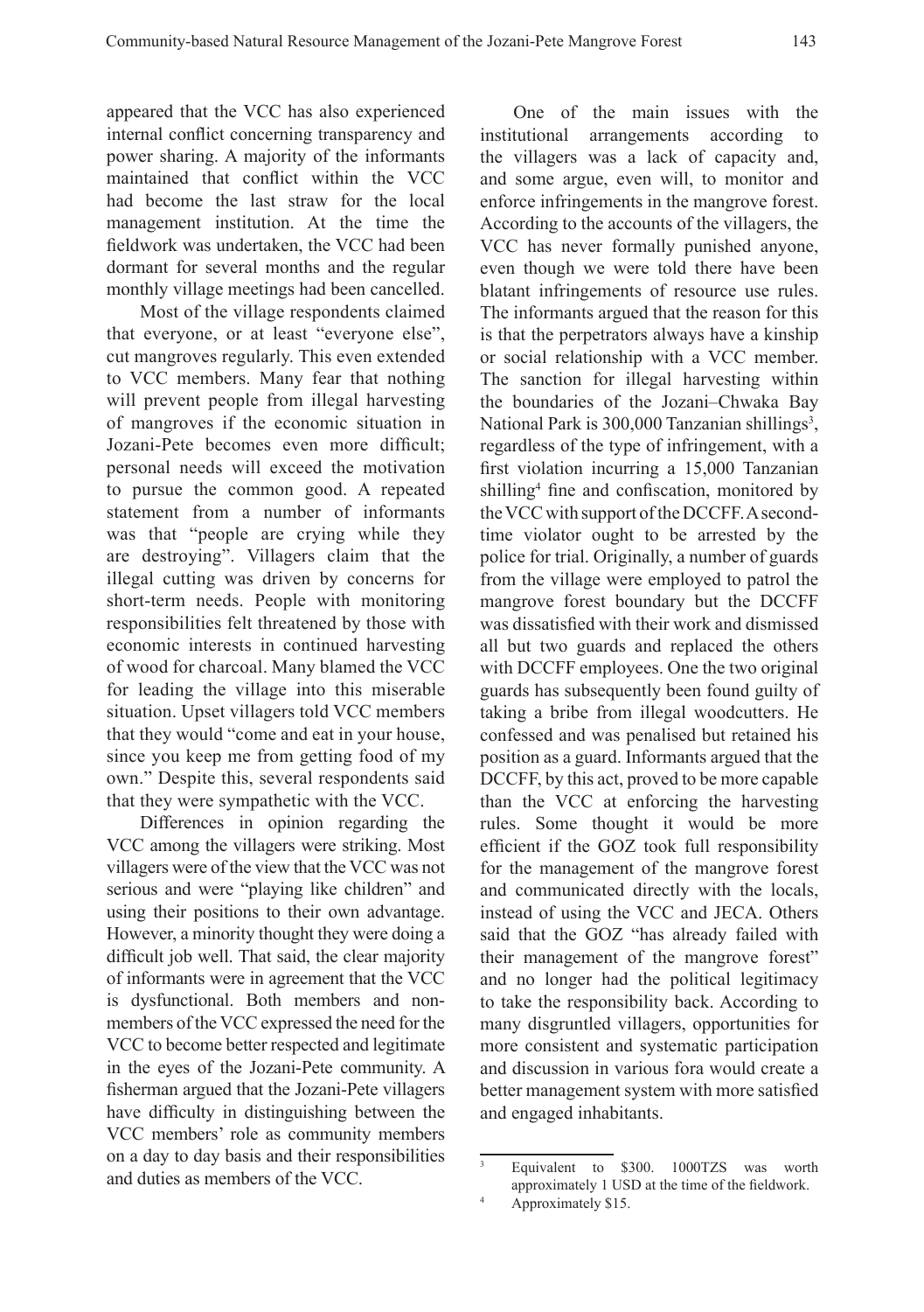appeared that the VCC has also experienced internal conflict concerning transparency and power sharing. A majority of the informants maintained that conflict within the VCC had become the last straw for the local management institution. At the time the fieldwork was undertaken, the VCC had been dormant for several months and the regular monthly village meetings had been cancelled.

Most of the village respondents claimed that everyone, or at least "everyone else", cut mangroves regularly. This even extended to VCC members. Many fear that nothing will prevent people from illegal harvesting of mangroves if the economic situation in Jozani-Pete becomes even more difficult; personal needs will exceed the motivation to pursue the common good. A repeated statement from a number of informants was that "people are crying while they are destroying". Villagers claim that the illegal cutting was driven by concerns for short-term needs. People with monitoring responsibilities felt threatened by those with economic interests in continued harvesting of wood for charcoal. Many blamed the VCC for leading the village into this miserable situation. Upset villagers told VCC members that they would "come and eat in your house, since you keep me from getting food of my own." Despite this, several respondents said that they were sympathetic with the VCC.

Differences in opinion regarding the VCC among the villagers were striking. Most villagers were of the view that the VCC was not serious and were "playing like children" and using their positions to their own advantage. However, a minority thought they were doing a difficult job well. That said, the clear majority of informants were in agreement that the VCC is dysfunctional. Both members and non-members of the VCC expressed the need for the VCC to become better respected and legitimate in the eyes of the Jozani-Pete community. A fisherman argued that the Jozani-Pete villagers have difficulty in distinguishing between the VCC members' role as community members on a day to day basis and their responsibilities and duties as members of the VCC.

One of the main issues with the institutional arrangements according to the villagers was a lack of capacity and, and some argue, even will, to monitor and enforce infringements in the mangrove forest. According to the accounts of the villagers, the VCC has never formally punished anyone, even though we were told there have been blatant infringements of resource use rules. The informants argued that the reason for this is that the perpetrators always have a kinship or social relationship with a VCC member. The sanction for illegal harvesting within the boundaries of the Jozani–Chwaka Bay National Park is 300,000 Tanzanian shillings[3], regardless of the type of infringement, with a first violation incurring a 15,000 Tanzanian shilling[4] fine and confiscation, monitored by the VCC with support of the DCCFF. A second-time violator ought to be arrested by the police for trial. Originally, a number of guards from the village were employed to patrol the mangrove forest boundary but the DCCFF was dissatisfied with their work and dismissed all but two guards and replaced the others with DCCFF employees. One the two original guards has subsequently been found guilty of taking a bribe from illegal woodcutters. He confessed and was penalised but retained his position as a guard. Informants argued that the DCCFF, by this act, proved to be more capable than the VCC at enforcing the harvesting rules. Some thought it would be more efficient if the GOZ took full responsibility for the management of the mangrove forest and communicated directly with the locals, instead of using the VCC and JECA. Others said that the GOZ "has already failed with their management of the mangrove forest" and no longer had the political legitimacy to take the responsibility back. According to many disgruntled villagers, opportunities for more consistent and systematic participation and discussion in various fora would create a better management system with more satisfied and engaged inhabitants.

---

[3] Equivalent to $300. 1000TZS was worth approximately 1 USD at the time of the fieldwork.

[4] Approximately $15.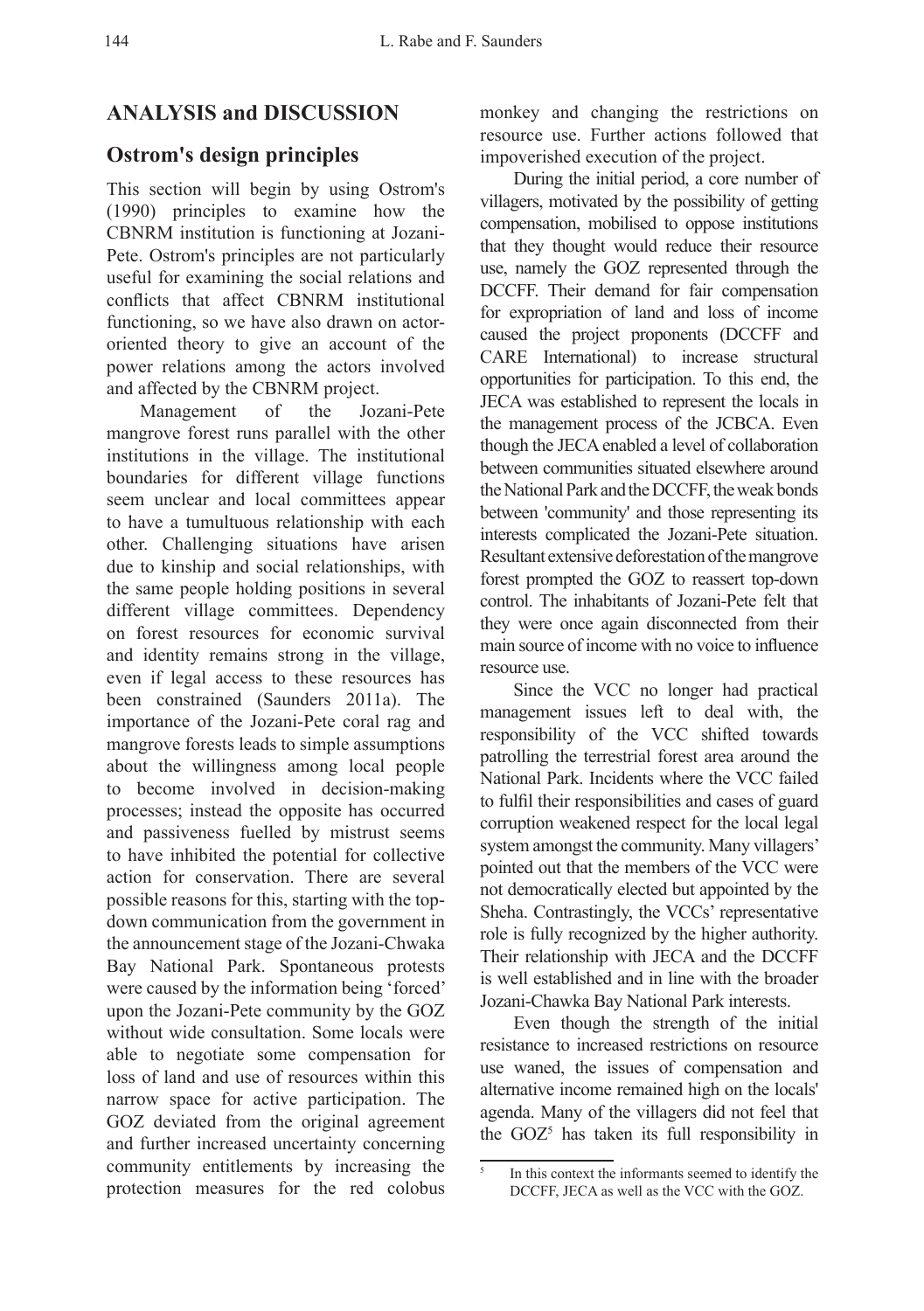## ANALYSIS and DISCUSSION

### Ostrom's design principles

This section will begin by using Ostrom's (1990) principles to examine how the CBNRM institution is functioning at Jozani-Pete. Ostrom's principles are not particularly useful for examining the social relations and conflicts that affect CBNRM institutional functioning, so we have also drawn on actor-oriented theory to give an account of the power relations among the actors involved and affected by the CBNRM project.

Management of the Jozani-Pete mangrove forest runs parallel with the other institutions in the village. The institutional boundaries for different village functions seem unclear and local committees appear to have a tumultuous relationship with each other. Challenging situations have arisen due to kinship and social relationships, with the same people holding positions in several different village committees. Dependency on forest resources for economic survival and identity remains strong in the village, even if legal access to these resources has been constrained (Saunders 2011a). The importance of the Jozani-Pete coral rag and mangrove forests leads to simple assumptions about the willingness among local people to become involved in decision-making processes; instead the opposite has occurred and passiveness fuelled by mistrust seems to have inhibited the potential for collective action for conservation. There are several possible reasons for this, starting with the top-down communication from the government in the announcement stage of the Jozani-Chwaka Bay National Park. Spontaneous protests were caused by the information being 'forced' upon the Jozani-Pete community by the GOZ without wide consultation. Some locals were able to negotiate some compensation for loss of land and use of resources within this narrow space for active participation. The GOZ deviated from the original agreement and further increased uncertainty concerning community entitlements by increasing the protection measures for the red colobus monkey and changing the restrictions on resource use. Further actions followed that impoverished execution of the project.

During the initial period, a core number of villagers, motivated by the possibility of getting compensation, mobilised to oppose institutions that they thought would reduce their resource use, namely the GOZ represented through the DCCFF. Their demand for fair compensation for expropriation of land and loss of income caused the project proponents (DCCFF and CARE International) to increase structural opportunities for participation. To this end, the JECA was established to represent the locals in the management process of the JCBCA. Even though the JECA enabled a level of collaboration between communities situated elsewhere around the National Park and the DCCFF, the weak bonds between 'community' and those representing its interests complicated the Jozani-Pete situation. Resultant extensive deforestation of the mangrove forest prompted the GOZ to reassert top-down control. The inhabitants of Jozani-Pete felt that they were once again disconnected from their main source of income with no voice to influence resource use.

Since the VCC no longer had practical management issues left to deal with, the responsibility of the VCC shifted towards patrolling the terrestrial forest area around the National Park. Incidents where the VCC failed to fulfil their responsibilities and cases of guard corruption weakened respect for the local legal system amongst the community. Many villagers' pointed out that the members of the VCC were not democratically elected but appointed by the Sheha. Contrastingly, the VCCs' representative role is fully recognized by the higher authority. Their relationship with JECA and the DCCFF is well established and in line with the broader Jozani-Chawka Bay National Park interests.

Even though the strength of the initial resistance to increased restrictions on resource use waned, the issues of compensation and alternative income remained high on the locals' agenda. Many of the villagers did not feel that the GOZ[5] has taken its full responsibility in

[5] In this context the informants seemed to identify the DCCFF, JECA as well as the VCC with the GOZ.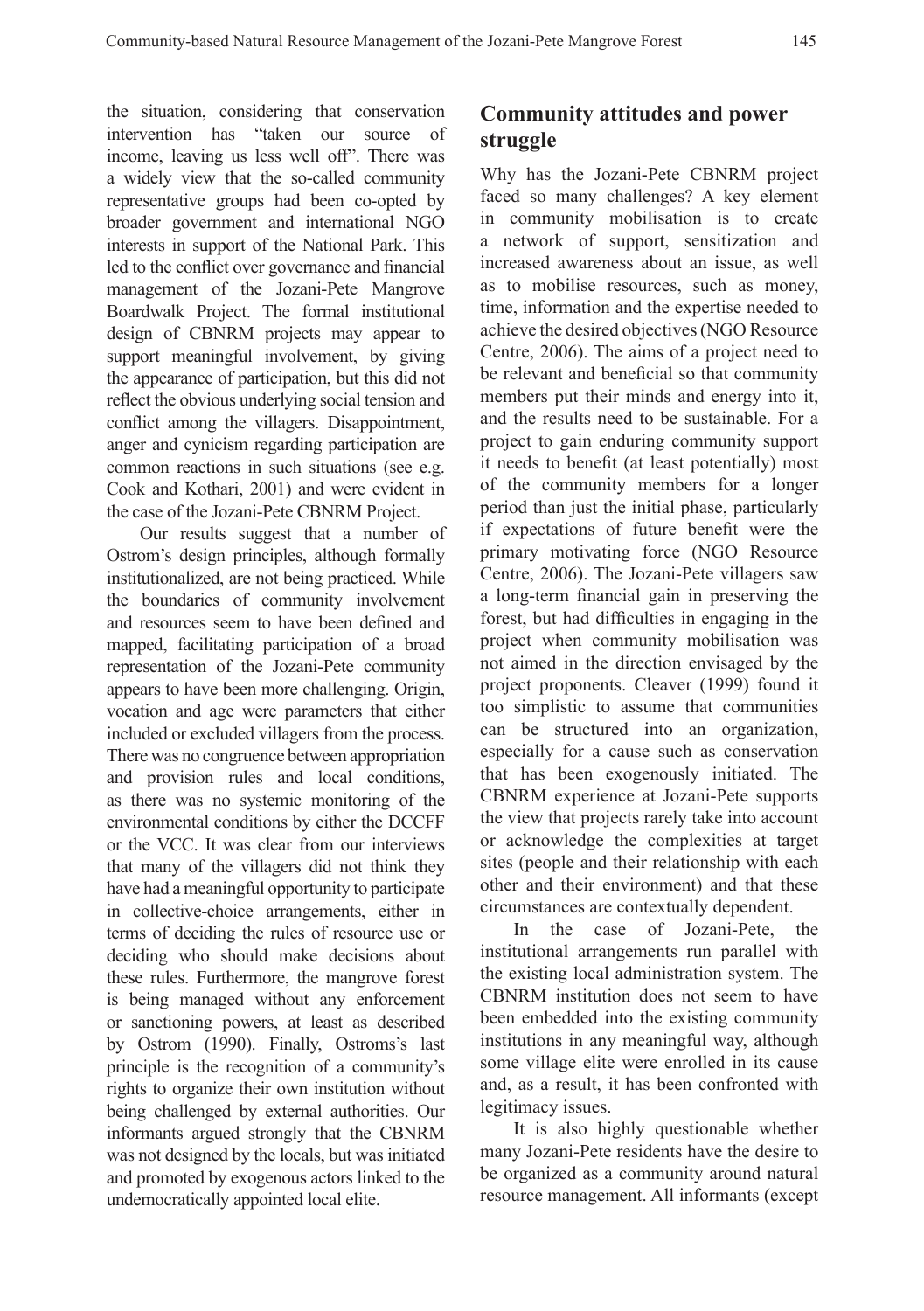the situation, considering that conservation intervention has "taken our source of income, leaving us less well off". There was a widely view that the so-called community representative groups had been co-opted by broader government and international NGO interests in support of the National Park. This led to the conflict over governance and financial management of the Jozani-Pete Mangrove Boardwalk Project. The formal institutional design of CBNRM projects may appear to support meaningful involvement, by giving the appearance of participation, but this did not reflect the obvious underlying social tension and conflict among the villagers. Disappointment, anger and cynicism regarding participation are common reactions in such situations (see e.g. Cook and Kothari, 2001) and were evident in the case of the Jozani-Pete CBNRM Project.

Our results suggest that a number of Ostrom's design principles, although formally institutionalized, are not being practiced. While the boundaries of community involvement and resources seem to have been defined and mapped, facilitating participation of a broad representation of the Jozani-Pete community appears to have been more challenging. Origin, vocation and age were parameters that either included or excluded villagers from the process. There was no congruence between appropriation and provision rules and local conditions, as there was no systemic monitoring of the environmental conditions by either the DCCFF or the VCC. It was clear from our interviews that many of the villagers did not think they have had a meaningful opportunity to participate in collective-choice arrangements, either in terms of deciding the rules of resource use or deciding who should make decisions about these rules. Furthermore, the mangrove forest is being managed without any enforcement or sanctioning powers, at least as described by Ostrom (1990). Finally, Ostroms's last principle is the recognition of a community's rights to organize their own institution without being challenged by external authorities. Our informants argued strongly that the CBNRM was not designed by the locals, but was initiated and promoted by exogenous actors linked to the undemocratically appointed local elite.

## Community attitudes and power struggle

Why has the Jozani-Pete CBNRM project faced so many challenges? A key element in community mobilisation is to create a network of support, sensitization and increased awareness about an issue, as well as to mobilise resources, such as money, time, information and the expertise needed to achieve the desired objectives (NGO Resource Centre, 2006). The aims of a project need to be relevant and beneficial so that community members put their minds and energy into it, and the results need to be sustainable. For a project to gain enduring community support it needs to benefit (at least potentially) most of the community members for a longer period than just the initial phase, particularly if expectations of future benefit were the primary motivating force (NGO Resource Centre, 2006). The Jozani-Pete villagers saw a long-term financial gain in preserving the forest, but had difficulties in engaging in the project when community mobilisation was not aimed in the direction envisaged by the project proponents. Cleaver (1999) found it too simplistic to assume that communities can be structured into an organization, especially for a cause such as conservation that has been exogenously initiated. The CBNRM experience at Jozani-Pete supports the view that projects rarely take into account or acknowledge the complexities at target sites (people and their relationship with each other and their environment) and that these circumstances are contextually dependent.

In the case of Jozani-Pete, the institutional arrangements run parallel with the existing local administration system. The CBNRM institution does not seem to have been embedded into the existing community institutions in any meaningful way, although some village elite were enrolled in its cause and, as a result, it has been confronted with legitimacy issues.

It is also highly questionable whether many Jozani-Pete residents have the desire to be organized as a community around natural resource management. All informants (except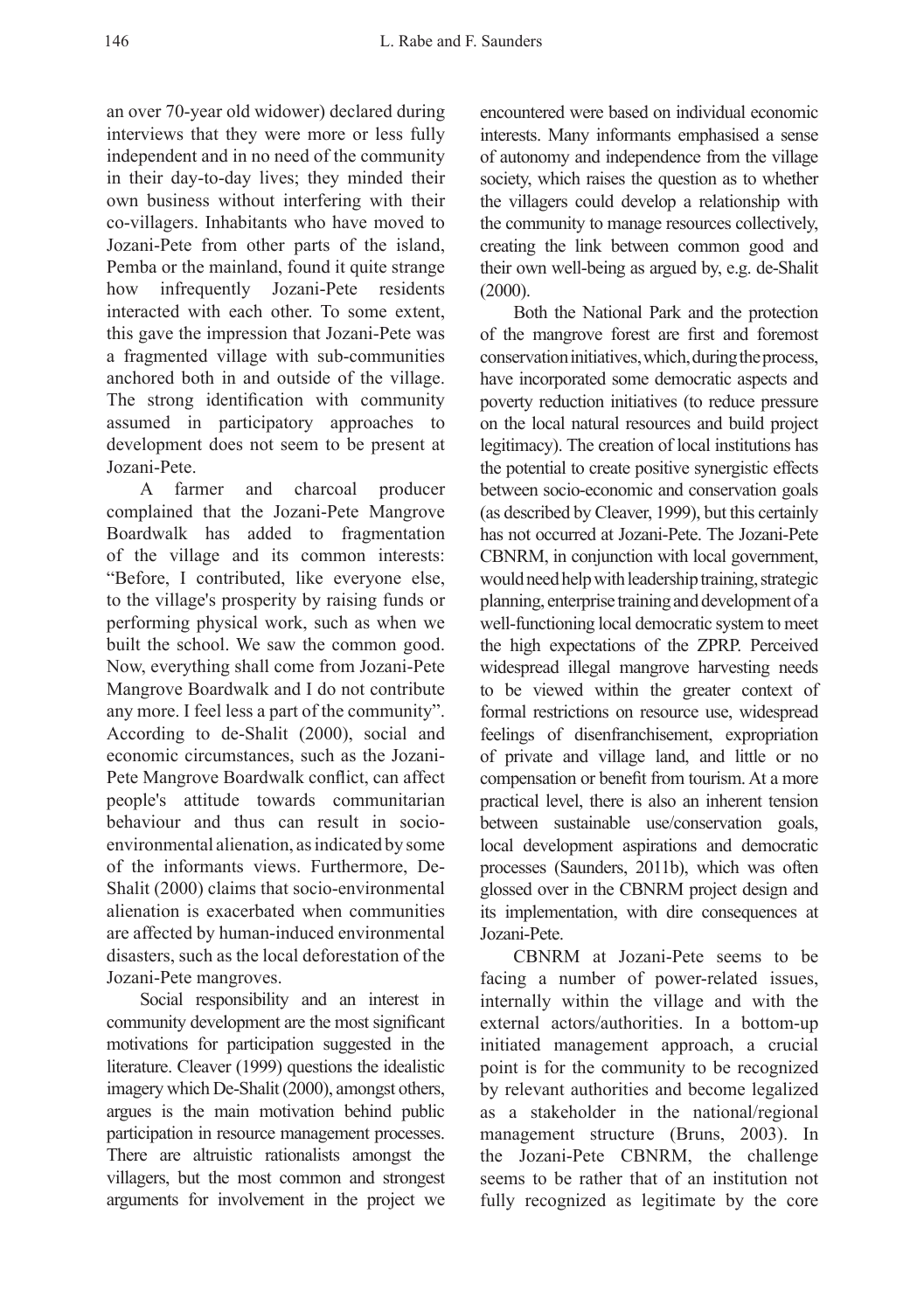an over 70-year old widower) declared during interviews that they were more or less fully independent and in no need of the community in their day-to-day lives; they minded their own business without interfering with their co-villagers. Inhabitants who have moved to Jozani-Pete from other parts of the island, Pemba or the mainland, found it quite strange how infrequently Jozani-Pete residents interacted with each other. To some extent, this gave the impression that Jozani-Pete was a fragmented village with sub-communities anchored both in and outside of the village. The strong identification with community assumed in participatory approaches to development does not seem to be present at Jozani-Pete.

A farmer and charcoal producer complained that the Jozani-Pete Mangrove Boardwalk has added to fragmentation of the village and its common interests: "Before, I contributed, like everyone else, to the village's prosperity by raising funds or performing physical work, such as when we built the school. We saw the common good. Now, everything shall come from Jozani-Pete Mangrove Boardwalk and I do not contribute any more. I feel less a part of the community". According to de-Shalit (2000), social and economic circumstances, such as the Jozani-Pete Mangrove Boardwalk conflict, can affect people's attitude towards communitarian behaviour and thus can result in socio-environmental alienation, as indicated by some of the informants views. Furthermore, De-Shalit (2000) claims that socio-environmental alienation is exacerbated when communities are affected by human-induced environmental disasters, such as the local deforestation of the Jozani-Pete mangroves.

Social responsibility and an interest in community development are the most significant motivations for participation suggested in the literature. Cleaver (1999) questions the idealistic imagery which De-Shalit (2000), amongst others, argues is the main motivation behind public participation in resource management processes. There are altruistic rationalists amongst the villagers, but the most common and strongest arguments for involvement in the project we encountered were based on individual economic interests. Many informants emphasised a sense of autonomy and independence from the village society, which raises the question as to whether the villagers could develop a relationship with the community to manage resources collectively, creating the link between common good and their own well-being as argued by, e.g. de-Shalit (2000).

Both the National Park and the protection of the mangrove forest are first and foremost conservation initiatives, which, during the process, have incorporated some democratic aspects and poverty reduction initiatives (to reduce pressure on the local natural resources and build project legitimacy). The creation of local institutions has the potential to create positive synergistic effects between socio-economic and conservation goals (as described by Cleaver, 1999), but this certainly has not occurred at Jozani-Pete. The Jozani-Pete CBNRM, in conjunction with local government, would need help with leadership training, strategic planning, enterprise training and development of a well-functioning local democratic system to meet the high expectations of the ZPRP. Perceived widespread illegal mangrove harvesting needs to be viewed within the greater context of formal restrictions on resource use, widespread feelings of disenfranchisement, expropriation of private and village land, and little or no compensation or benefit from tourism. At a more practical level, there is also an inherent tension between sustainable use/conservation goals, local development aspirations and democratic processes (Saunders, 2011b), which was often glossed over in the CBNRM project design and its implementation, with dire consequences at Jozani-Pete.

CBNRM at Jozani-Pete seems to be facing a number of power-related issues, internally within the village and with the external actors/authorities. In a bottom-up initiated management approach, a crucial point is for the community to be recognized by relevant authorities and become legalized as a stakeholder in the national/regional management structure (Bruns, 2003). In the Jozani-Pete CBNRM, the challenge seems to be rather that of an institution not fully recognized as legitimate by the core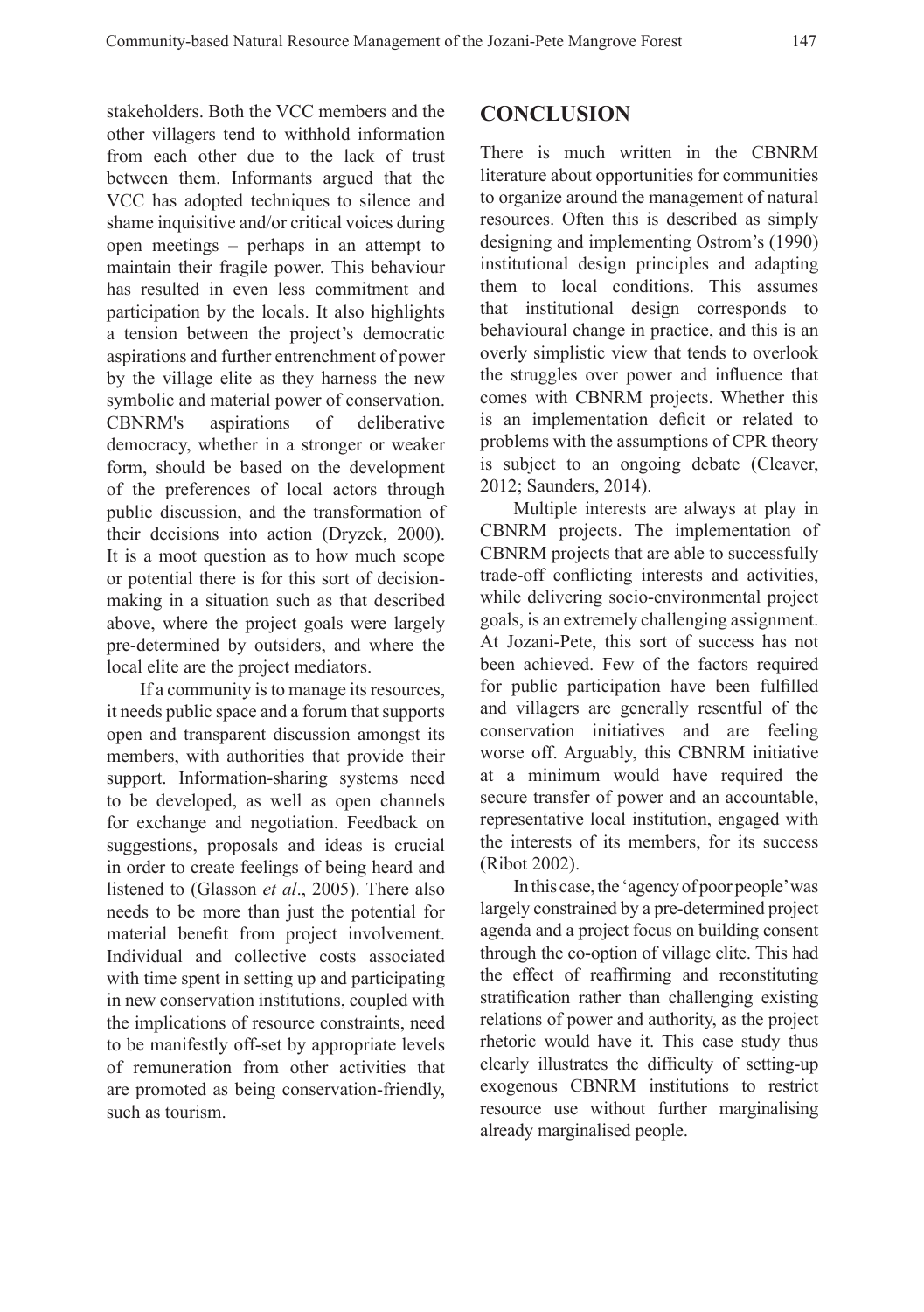stakeholders. Both the VCC members and the other villagers tend to withhold information from each other due to the lack of trust between them. Informants argued that the VCC has adopted techniques to silence and shame inquisitive and/or critical voices during open meetings – perhaps in an attempt to maintain their fragile power. This behaviour has resulted in even less commitment and participation by the locals. It also highlights a tension between the project's democratic aspirations and further entrenchment of power by the village elite as they harness the new symbolic and material power of conservation. CBNRM's aspirations of deliberative democracy, whether in a stronger or weaker form, should be based on the development of the preferences of local actors through public discussion, and the transformation of their decisions into action (Dryzek, 2000). It is a moot question as to how much scope or potential there is for this sort of decision-making in a situation such as that described above, where the project goals were largely pre-determined by outsiders, and where the local elite are the project mediators.

If a community is to manage its resources, it needs public space and a forum that supports open and transparent discussion amongst its members, with authorities that provide their support. Information-sharing systems need to be developed, as well as open channels for exchange and negotiation. Feedback on suggestions, proposals and ideas is crucial in order to create feelings of being heard and listened to (Glasson *et al*., 2005). There also needs to be more than just the potential for material benefit from project involvement. Individual and collective costs associated with time spent in setting up and participating in new conservation institutions, coupled with the implications of resource constraints, need to be manifestly off-set by appropriate levels of remuneration from other activities that are promoted as being conservation-friendly, such as tourism.

## CONCLUSION

There is much written in the CBNRM literature about opportunities for communities to organize around the management of natural resources. Often this is described as simply designing and implementing Ostrom's (1990) institutional design principles and adapting them to local conditions. This assumes that institutional design corresponds to behavioural change in practice, and this is an overly simplistic view that tends to overlook the struggles over power and influence that comes with CBNRM projects. Whether this is an implementation deficit or related to problems with the assumptions of CPR theory is subject to an ongoing debate (Cleaver, 2012; Saunders, 2014).

Multiple interests are always at play in CBNRM projects. The implementation of CBNRM projects that are able to successfully trade-off conflicting interests and activities, while delivering socio-environmental project goals, is an extremely challenging assignment. At Jozani-Pete, this sort of success has not been achieved. Few of the factors required for public participation have been fulfilled and villagers are generally resentful of the conservation initiatives and are feeling worse off. Arguably, this CBNRM initiative at a minimum would have required the secure transfer of power and an accountable, representative local institution, engaged with the interests of its members, for its success (Ribot 2002).

In this case, the 'agency of poor people' was largely constrained by a pre-determined project agenda and a project focus on building consent through the co-option of village elite. This had the effect of reaffirming and reconstituting stratification rather than challenging existing relations of power and authority, as the project rhetoric would have it. This case study thus clearly illustrates the difficulty of setting-up exogenous CBNRM institutions to restrict resource use without further marginalising already marginalised people.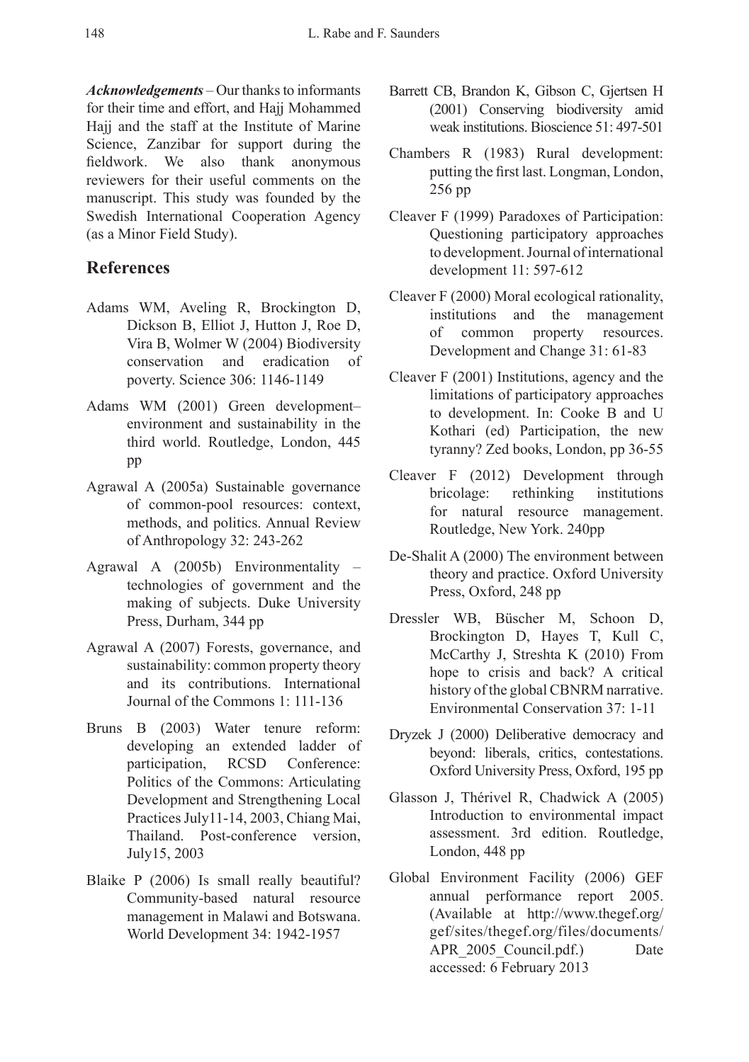***Acknowledgements*** – Our thanks to informants for their time and effort, and Hajj Mohammed Hajj and the staff at the Institute of Marine Science, Zanzibar for support during the fieldwork. We also thank anonymous reviewers for their useful comments on the manuscript. This study was founded by the Swedish International Cooperation Agency (as a Minor Field Study).

## References

Adams WM, Aveling R, Brockington D, Dickson B, Elliot J, Hutton J, Roe D, Vira B, Wolmer W (2004) Biodiversity conservation and eradication of poverty. Science 306: 1146-1149

Adams WM (2001) Green development– environment and sustainability in the third world. Routledge, London, 445 pp

Agrawal A (2005a) Sustainable governance of common-pool resources: context, methods, and politics. Annual Review of Anthropology 32: 243-262

Agrawal A (2005b) Environmentality – technologies of government and the making of subjects. Duke University Press, Durham, 344 pp

Agrawal A (2007) Forests, governance, and sustainability: common property theory and its contributions. International Journal of the Commons 1: 111-136

Bruns B (2003) Water tenure reform: developing an extended ladder of participation, RCSD Conference: Politics of the Commons: Articulating Development and Strengthening Local Practices July11-14, 2003, Chiang Mai, Thailand. Post-conference version, July15, 2003

Blaike P (2006) Is small really beautiful? Community-based natural resource management in Malawi and Botswana. World Development 34: 1942-1957

Barrett CB, Brandon K, Gibson C, Gjertsen H (2001) Conserving biodiversity amid weak institutions. Bioscience 51: 497-501

Chambers R (1983) Rural development: putting the first last. Longman, London, 256 pp

Cleaver F (1999) Paradoxes of Participation: Questioning participatory approaches to development. Journal of international development 11: 597-612

Cleaver F (2000) Moral ecological rationality, institutions and the management of common property resources. Development and Change 31: 61-83

Cleaver F (2001) Institutions, agency and the limitations of participatory approaches to development. In: Cooke B and U Kothari (ed) Participation, the new tyranny? Zed books, London, pp 36-55

Cleaver F (2012) Development through bricolage: rethinking institutions for natural resource management. Routledge, New York. 240pp

De-Shalit A (2000) The environment between theory and practice. Oxford University Press, Oxford, 248 pp

Dressler WB, Büscher M, Schoon D, Brockington D, Hayes T, Kull C, McCarthy J, Streshta K (2010) From hope to crisis and back? A critical history of the global CBNRM narrative. Environmental Conservation 37: 1-11

Dryzek J (2000) Deliberative democracy and beyond: liberals, critics, contestations. Oxford University Press, Oxford, 195 pp

Glasson J, Thérivel R, Chadwick A (2005) Introduction to environmental impact assessment. 3rd edition. Routledge, London, 448 pp

Global Environment Facility (2006) GEF annual performance report 2005. (Available at http://www.thegef.org/gef/sites/thegef.org/files/documents/APR_2005_Council.pdf.) Date accessed: 6 February 2013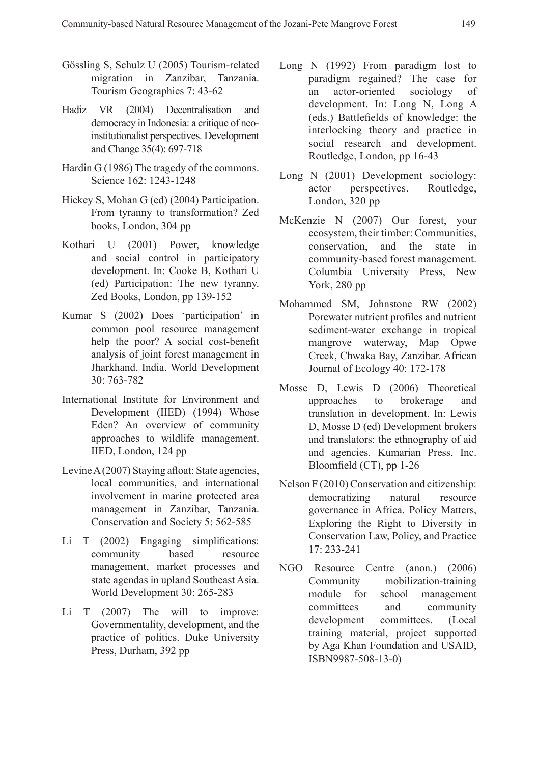Gössling S, Schulz U (2005) Tourism-related migration in Zanzibar, Tanzania. Tourism Geographies 7: 43-62

Hadiz VR (2004) Decentralisation and democracy in Indonesia: a critique of neo-institutionalist perspectives. Development and Change 35(4): 697-718

Hardin G (1986) The tragedy of the commons. Science 162: 1243-1248

Hickey S, Mohan G (ed) (2004) Participation. From tyranny to transformation? Zed books, London, 304 pp

Kothari U (2001) Power, knowledge and social control in participatory development. In: Cooke B, Kothari U (ed) Participation: The new tyranny. Zed Books, London, pp 139-152

Kumar S (2002) Does 'participation' in common pool resource management help the poor? A social cost-benefit analysis of joint forest management in Jharkhand, India. World Development 30: 763-782

International Institute for Environment and Development (IIED) (1994) Whose Eden? An overview of community approaches to wildlife management. IIED, London, 124 pp

Levine A (2007) Staying afloat: State agencies, local communities, and international involvement in marine protected area management in Zanzibar, Tanzania. Conservation and Society 5: 562-585

Li T (2002) Engaging simplifications: community based resource management, market processes and state agendas in upland Southeast Asia. World Development 30: 265-283

Li T (2007) The will to improve: Governmentality, development, and the practice of politics. Duke University Press, Durham, 392 pp

Long N (1992) From paradigm lost to paradigm regained? The case for an actor-oriented sociology of development. In: Long N, Long A (eds.) Battlefields of knowledge: the interlocking theory and practice in social research and development. Routledge, London, pp 16-43

Long N (2001) Development sociology: actor perspectives. Routledge, London, 320 pp

McKenzie N (2007) Our forest, your ecosystem, their timber: Communities, conservation, and the state in community-based forest management. Columbia University Press, New York, 280 pp

Mohammed SM, Johnstone RW (2002) Porewater nutrient profiles and nutrient sediment-water exchange in tropical mangrove waterway, Map Opwe Creek, Chwaka Bay, Zanzibar. African Journal of Ecology 40: 172-178

Mosse D, Lewis D (2006) Theoretical approaches to brokerage and translation in development. In: Lewis D, Mosse D (ed) Development brokers and translators: the ethnography of aid and agencies. Kumarian Press, Inc. Bloomfield (CT), pp 1-26

Nelson F (2010) Conservation and citizenship: democratizing natural resource governance in Africa. Policy Matters, Exploring the Right to Diversity in Conservation Law, Policy, and Practice 17: 233-241

NGO Resource Centre (anon.) (2006) Community mobilization-training module for school management committees and community development committees. (Local training material, project supported by Aga Khan Foundation and USAID, ISBN9987-508-13-0)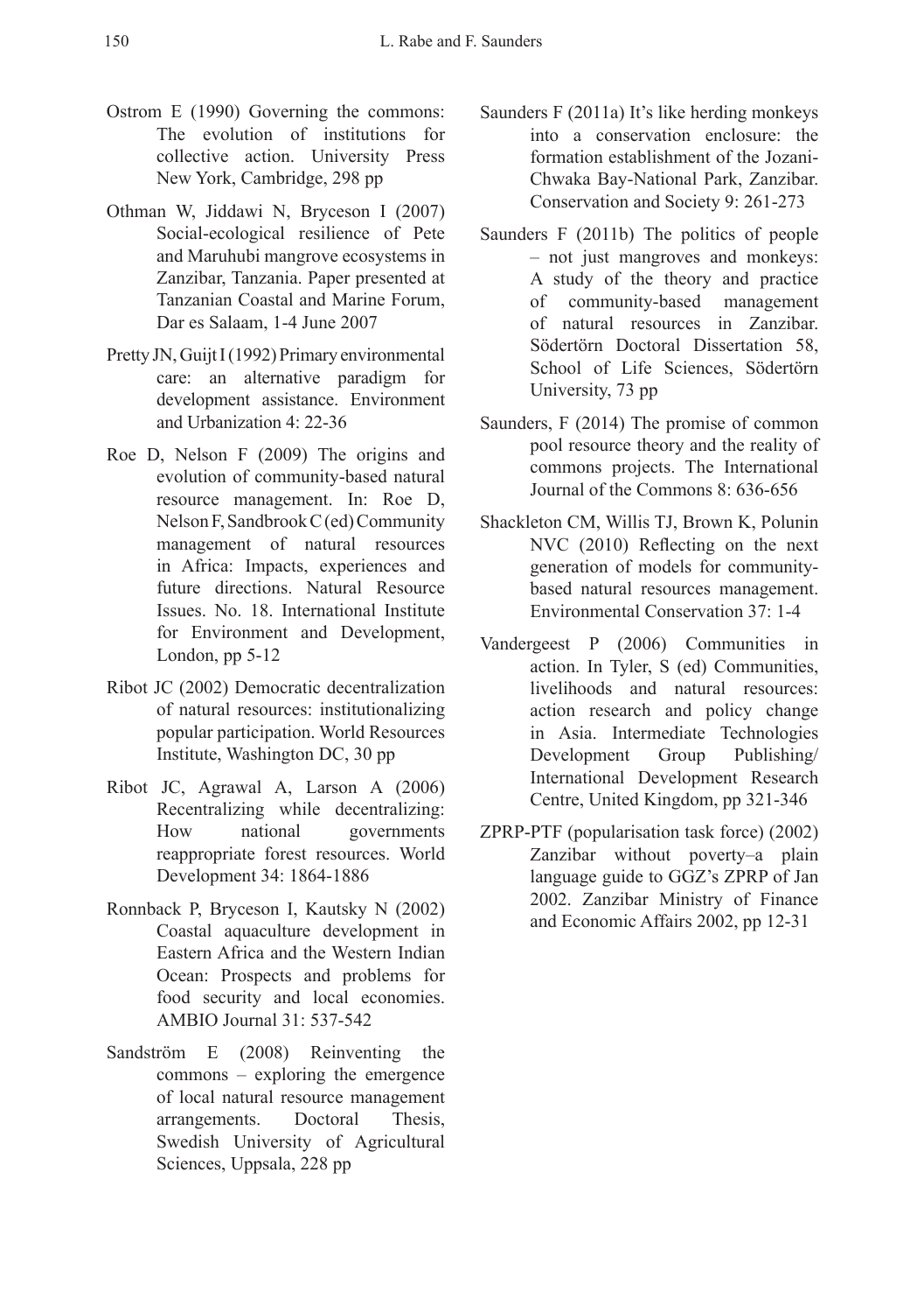Ostrom E (1990) Governing the commons: The evolution of institutions for collective action. University Press New York, Cambridge, 298 pp

Othman W, Jiddawi N, Bryceson I (2007) Social-ecological resilience of Pete and Maruhubi mangrove ecosystems in Zanzibar, Tanzania. Paper presented at Tanzanian Coastal and Marine Forum, Dar es Salaam, 1-4 June 2007

Pretty JN, Guijt I (1992) Primary environmental care: an alternative paradigm for development assistance. Environment and Urbanization 4: 22-36

Roe D, Nelson F (2009) The origins and evolution of community-based natural resource management. In: Roe D, Nelson F, Sandbrook C (ed) Community management of natural resources in Africa: Impacts, experiences and future directions. Natural Resource Issues. No. 18. International Institute for Environment and Development, London, pp 5-12

Ribot JC (2002) Democratic decentralization of natural resources: institutionalizing popular participation. World Resources Institute, Washington DC, 30 pp

Ribot JC, Agrawal A, Larson A (2006) Recentralizing while decentralizing: How national governments reappropriate forest resources. World Development 34: 1864-1886

Ronnback P, Bryceson I, Kautsky N (2002) Coastal aquaculture development in Eastern Africa and the Western Indian Ocean: Prospects and problems for food security and local economies. AMBIO Journal 31: 537-542

Sandström E (2008) Reinventing the commons – exploring the emergence of local natural resource management arrangements. Doctoral Thesis, Swedish University of Agricultural Sciences, Uppsala, 228 pp

Saunders F (2011a) It's like herding monkeys into a conservation enclosure: the formation establishment of the Jozani-Chwaka Bay-National Park, Zanzibar. Conservation and Society 9: 261-273

Saunders F (2011b) The politics of people – not just mangroves and monkeys: A study of the theory and practice of community-based management of natural resources in Zanzibar. Södertörn Doctoral Dissertation 58, School of Life Sciences, Södertörn University, 73 pp

Saunders, F (2014) The promise of common pool resource theory and the reality of commons projects. The International Journal of the Commons 8: 636-656

Shackleton CM, Willis TJ, Brown K, Polunin NVC (2010) Reflecting on the next generation of models for community-based natural resources management. Environmental Conservation 37: 1-4

Vandergeest P (2006) Communities in action. In Tyler, S (ed) Communities, livelihoods and natural resources: action research and policy change in Asia. Intermediate Technologies Development Group Publishing/ International Development Research Centre, United Kingdom, pp 321-346

ZPRP-PTF (popularisation task force) (2002) Zanzibar without poverty–a plain language guide to GGZ's ZPRP of Jan 2002. Zanzibar Ministry of Finance and Economic Affairs 2002, pp 12-31